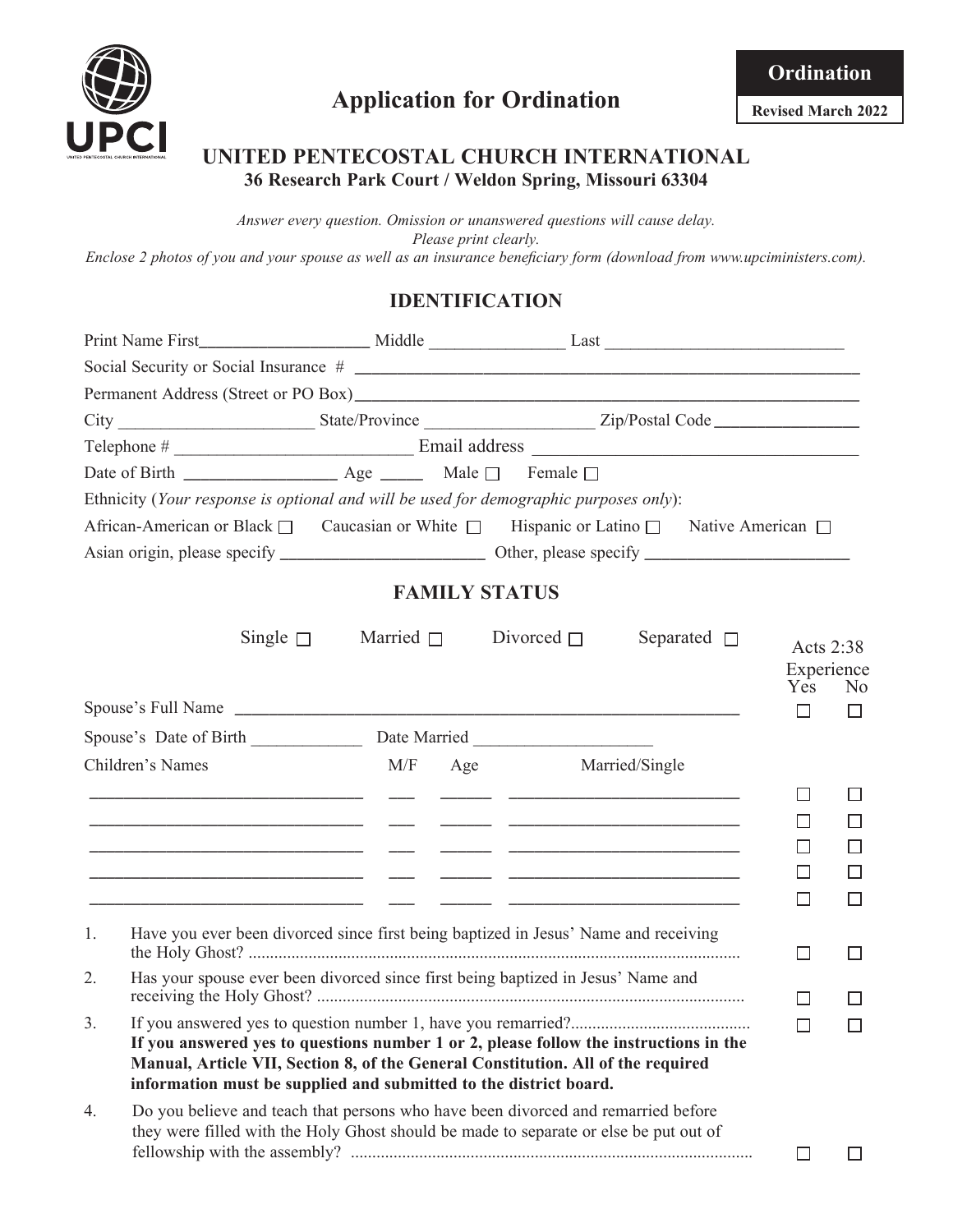# Application for Ordination

**Ordination**

**Revised March 2022**

## UNITED PENTECOSTAL CHURCH INTERNATIONAL

**36 Research Park Court / Weldon Spring, Missouri 63304**

*Answer every question. Omission or unanswered questions will cause delay.*
*Please print clearly.*
*Enclose 2 photos of you and your spouse as well as an insurance beneficiary form (download from www.upciministers.com).*

## IDENTIFICATION

Print Name First____________________ Middle ________________ Last ____________________________

Social Security or Social Insurance # ____________________________________________________________

Permanent Address (Street or PO Box) ____________________________________________________________

City ______________________ State/Province ___________________ Zip/Postal Code ________________

Telephone # ___________________________ Email address ____________________________________

Date of Birth _________________ Age _____ Male ☐ Female ☐

Ethnicity (*Your response is optional and will be used for demographic purposes only*):

African-American or Black ☐ Caucasian or White ☐ Hispanic or Latino ☐ Native American ☐

Asian origin, please specify _______________________ Other, please specify _______________________

## FAMILY STATUS

Single ☐ Married ☐ Divorced ☐ Separated ☐

| | | | | Acts 2:38 Experience Yes | No |
|---|---|---|---|---|---|
| Spouse's Full Name ____________________________________________ | | | | ☐ | ☐ |
| Spouse's Date of Birth _____________ Date Married ____________________ | | | | | |
| Children's Names | M/F | Age | Married/Single | | |
| ______________________________ | ___ | _____ | _________________________ | ☐ | ☐ |
| ______________________________ | ___ | _____ | _________________________ | ☐ | ☐ |
| ______________________________ | ___ | _____ | _________________________ | ☐ | ☐ |
| ______________________________ | ___ | _____ | _________________________ | ☐ | ☐ |
| ______________________________ | ___ | _____ | _________________________ | ☐ | ☐ |

1. Have you ever been divorced since first being baptized in Jesus' Name and receiving the Holy Ghost? .......... Yes ☐ No ☐
2. Has your spouse ever been divorced since first being baptized in Jesus' Name and receiving the Holy Ghost? .......... Yes ☐ No ☐
3. If you answered yes to question number 1, have you remarried? .......... Yes ☐ No ☐
   **If you answered yes to questions number 1 or 2, please follow the instructions in the Manual, Article VII, Section 8, of the General Constitution. All of the required information must be supplied and submitted to the district board.**
4. Do you believe and teach that persons who have been divorced and remarried before they were filled with the Holy Ghost should be made to separate or else be put out of fellowship with the assembly? .......... Yes ☐ No ☐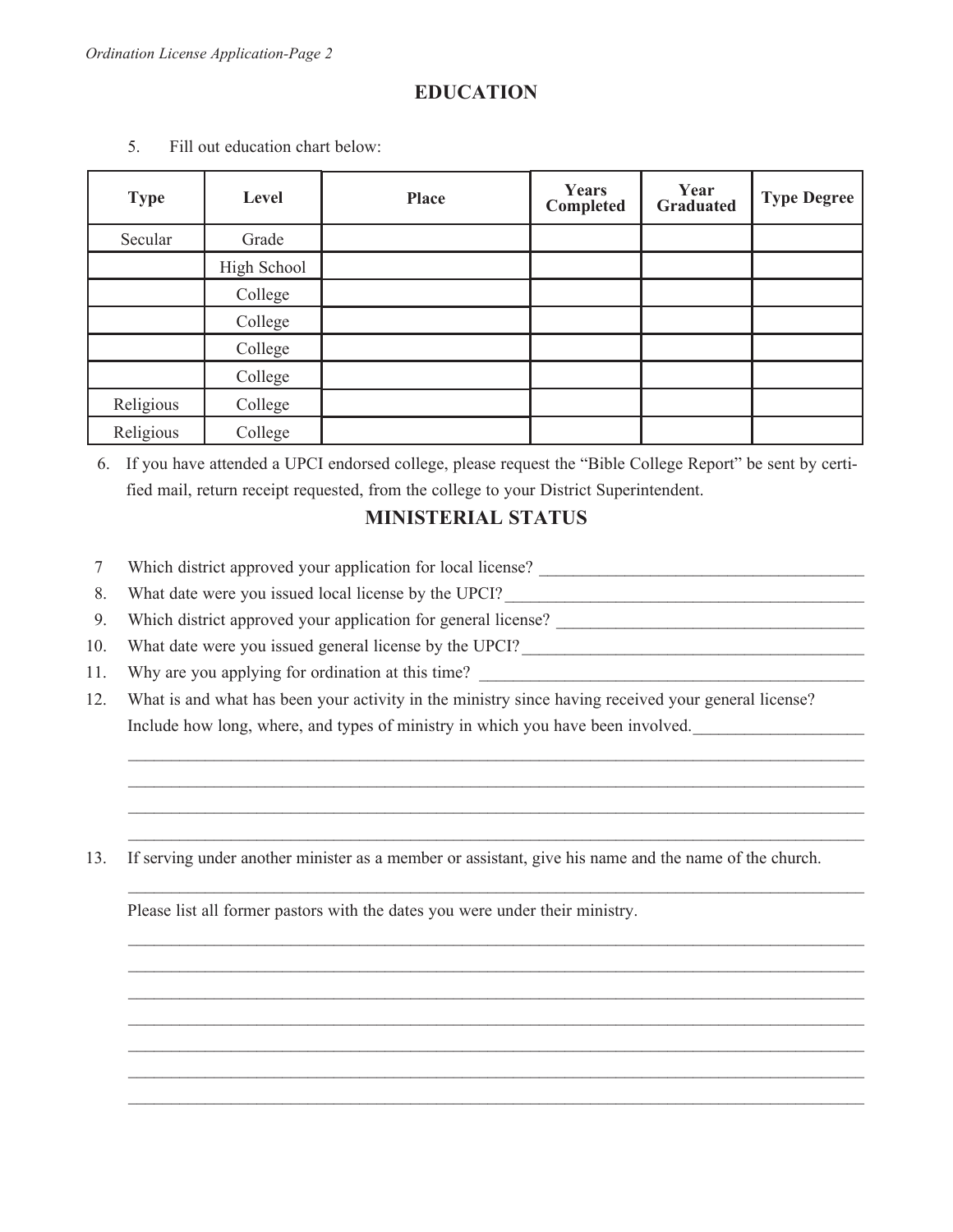## EDUCATION

5. Fill out education chart below:

| Type | Level | Place | Years Completed | Year Graduated | Type Degree |
|---|---|---|---|---|---|
| Secular | Grade | | | | |
| | High School | | | | |
| | College | | | | |
| | College | | | | |
| | College | | | | |
| | College | | | | |
| Religious | College | | | | |
| Religious | College | | | | |

6. If you have attended a UPCI endorsed college, please request the "Bible College Report" be sent by certified mail, return receipt requested, from the college to your District Superintendent.

## MINISTERIAL STATUS

7 Which district approved your application for local license? ______________________________________

8. What date were you issued local license by the UPCI?__________________________________________

9. Which district approved your application for general license? ___________________________________

10. What date were you issued general license by the UPCI?_______________________________________

11. Why are you applying for ordination at this time? ____________________________________________

12. What is and what has been your activity in the ministry since having received your general license? Include how long, where, and types of ministry in which you have been involved.___________________

_____________________________________________________________________________________

_____________________________________________________________________________________

_____________________________________________________________________________________

_____________________________________________________________________________________

13. If serving under another minister as a member or assistant, give his name and the name of the church.

_____________________________________________________________________________________

Please list all former pastors with the dates you were under their ministry.

_____________________________________________________________________________________

_____________________________________________________________________________________

_____________________________________________________________________________________

_____________________________________________________________________________________

_____________________________________________________________________________________

_____________________________________________________________________________________

_____________________________________________________________________________________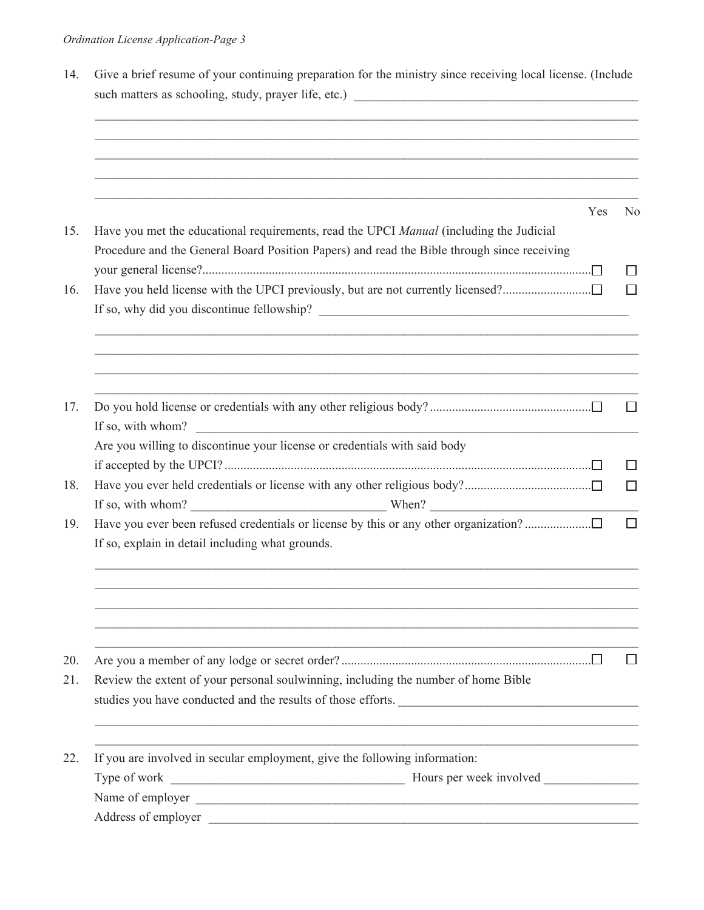14. Give a brief resume of your continuing preparation for the ministry since receiving local license. (Include such matters as schooling, study, prayer life, etc.) ____________________________________________

______________________________________________________________________________________

______________________________________________________________________________________

______________________________________________________________________________________

______________________________________________________________________________________

______________________________________________________________________________________

| | | Yes | No |
|---|---|---|---|
| 15. | Have you met the educational requirements, read the UPCI *Manual* (including the Judicial Procedure and the General Board Position Papers) and read the Bible through since receiving your general license? | ☐ | ☐ |
| 16. | Have you held license with the UPCI previously, but are not currently licensed? | ☐ | ☐ |

If so, why did you discontinue fellowship? ____________________________________________

______________________________________________________________________________________

______________________________________________________________________________________

______________________________________________________________________________________

______________________________________________________________________________________

| | | Yes | No |
|---|---|---|---|
| 17. | Do you hold license or credentials with any other religious body? | ☐ | ☐ |

If so, with whom? ____________________________________________

| | | Yes | No |
|---|---|---|---|
| | Are you willing to discontinue your license or credentials with said body if accepted by the UPCI? | ☐ | ☐ |
| 18. | Have you ever held credentials or license with any other religious body? | ☐ | ☐ |

If so, with whom? ______________________________ When? ______________________________

| | | Yes | No |
|---|---|---|---|
| 19. | Have you ever been refused credentials or license by this or any other organization? | ☐ | ☐ |

If so, explain in detail including what grounds.

______________________________________________________________________________________

______________________________________________________________________________________

______________________________________________________________________________________

______________________________________________________________________________________

______________________________________________________________________________________

| | | Yes | No |
|---|---|---|---|
| 20. | Are you a member of any lodge or secret order? | ☐ | ☐ |

21. Review the extent of your personal soulwinning, including the number of home Bible studies you have conducted and the results of those efforts. ____________________________________________

______________________________________________________________________________________

______________________________________________________________________________________

22. If you are involved in secular employment, give the following information:

Type of work ____________________________________ Hours per week involved ______________

Name of employer ______________________________________________________________________

Address of employer ____________________________________________________________________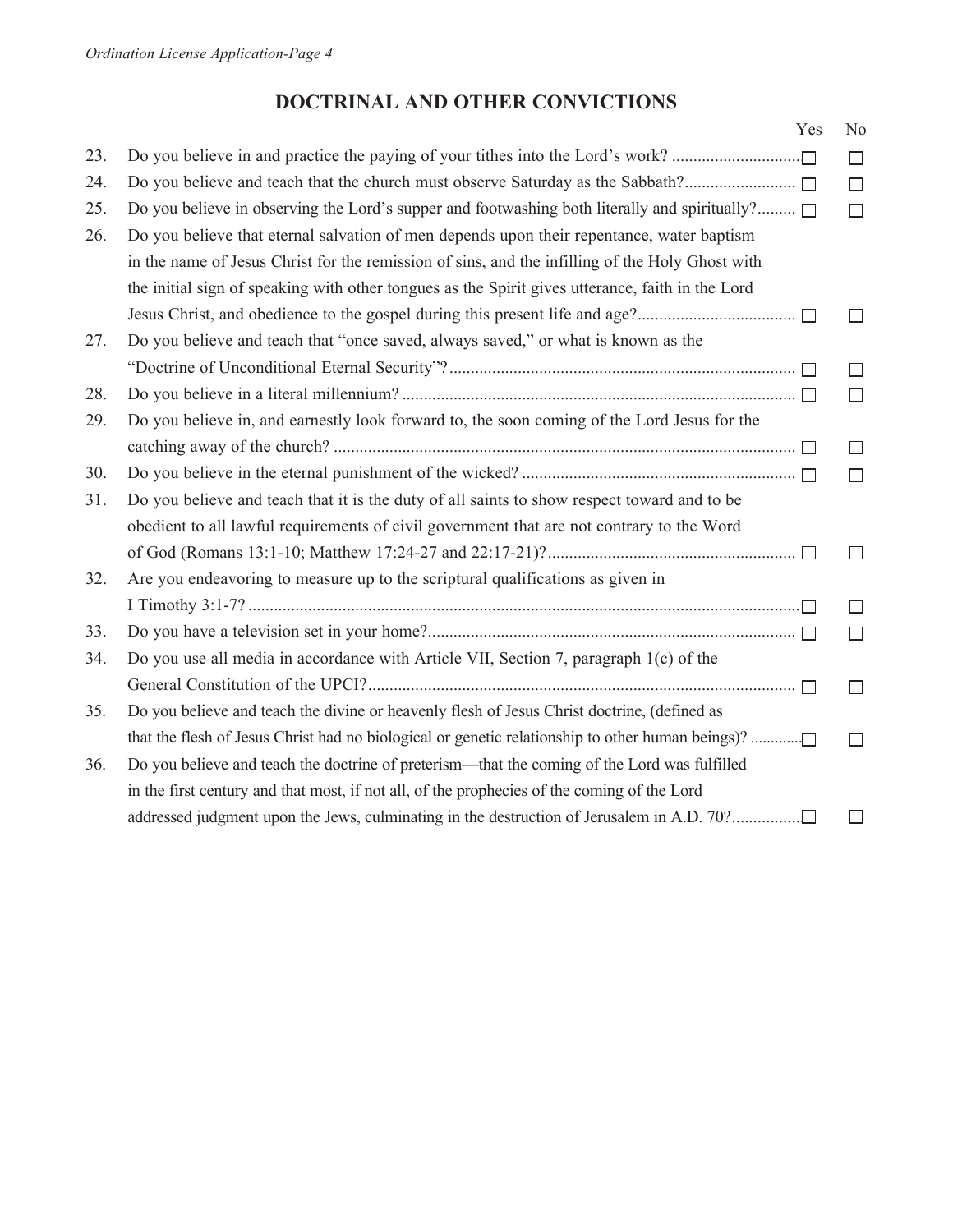## DOCTRINAL AND OTHER CONVICTIONS

| # | Question | Yes | No |
|---|---|---|---|
| 23. | Do you believe in and practice the paying of your tithes into the Lord's work? | ☐ | ☐ |
| 24. | Do you believe and teach that the church must observe Saturday as the Sabbath? | ☐ | ☐ |
| 25. | Do you believe in observing the Lord's supper and footwashing both literally and spiritually? | ☐ | ☐ |
| 26. | Do you believe that eternal salvation of men depends upon their repentance, water baptism in the name of Jesus Christ for the remission of sins, and the infilling of the Holy Ghost with the initial sign of speaking with other tongues as the Spirit gives utterance, faith in the Lord Jesus Christ, and obedience to the gospel during this present life and age? | ☐ | ☐ |
| 27. | Do you believe and teach that "once saved, always saved," or what is known as the "Doctrine of Unconditional Eternal Security"? | ☐ | ☐ |
| 28. | Do you believe in a literal millennium? | ☐ | ☐ |
| 29. | Do you believe in, and earnestly look forward to, the soon coming of the Lord Jesus for the catching away of the church? | ☐ | ☐ |
| 30. | Do you believe in the eternal punishment of the wicked? | ☐ | ☐ |
| 31. | Do you believe and teach that it is the duty of all saints to show respect toward and to be obedient to all lawful requirements of civil government that are not contrary to the Word of God (Romans 13:1-10; Matthew 17:24-27 and 22:17-21)? | ☐ | ☐ |
| 32. | Are you endeavoring to measure up to the scriptural qualifications as given in I Timothy 3:1-7? | ☐ | ☐ |
| 33. | Do you have a television set in your home? | ☐ | ☐ |
| 34. | Do you use all media in accordance with Article VII, Section 7, paragraph 1(c) of the General Constitution of the UPCI? | ☐ | ☐ |
| 35. | Do you believe and teach the divine or heavenly flesh of Jesus Christ doctrine, (defined as that the flesh of Jesus Christ had no biological or genetic relationship to other human beings)? | ☐ | ☐ |
| 36. | Do you believe and teach the doctrine of preterism—that the coming of the Lord was fulfilled in the first century and that most, if not all, of the prophecies of the coming of the Lord addressed judgment upon the Jews, culminating in the destruction of Jerusalem in A.D. 70? | ☐ | ☐ |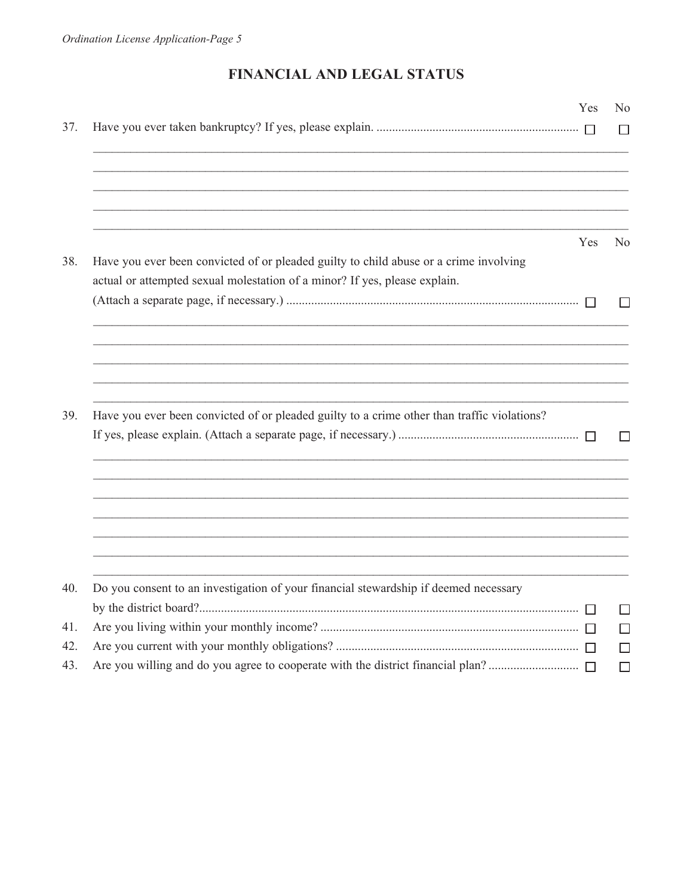## FINANCIAL AND LEGAL STATUS

| | | Yes | No |
|---|---|---|---|
| 37. | Have you ever taken bankruptcy? If yes, please explain. | ☐ | ☐ |

_______________________________________________________________________________

_______________________________________________________________________________

_______________________________________________________________________________

_______________________________________________________________________________

_______________________________________________________________________________

| | | Yes | No |
|---|---|---|---|
| 38. | Have you ever been convicted of or pleaded guilty to child abuse or a crime involving actual or attempted sexual molestation of a minor? If yes, please explain. (Attach a separate page, if necessary.) | ☐ | ☐ |

_______________________________________________________________________________

_______________________________________________________________________________

_______________________________________________________________________________

_______________________________________________________________________________

_______________________________________________________________________________

| | | Yes | No |
|---|---|---|---|
| 39. | Have you ever been convicted of or pleaded guilty to a crime other than traffic violations? If yes, please explain. (Attach a separate page, if necessary.) | ☐ | ☐ |

_______________________________________________________________________________

_______________________________________________________________________________

_______________________________________________________________________________

_______________________________________________________________________________

_______________________________________________________________________________

_______________________________________________________________________________

_______________________________________________________________________________

| | | Yes | No |
|---|---|---|---|
| 40. | Do you consent to an investigation of your financial stewardship if deemed necessary by the district board? | ☐ | ☐ |
| 41. | Are you living within your monthly income? | ☐ | ☐ |
| 42. | Are you current with your monthly obligations? | ☐ | ☐ |
| 43. | Are you willing and do you agree to cooperate with the district financial plan? | ☐ | ☐ |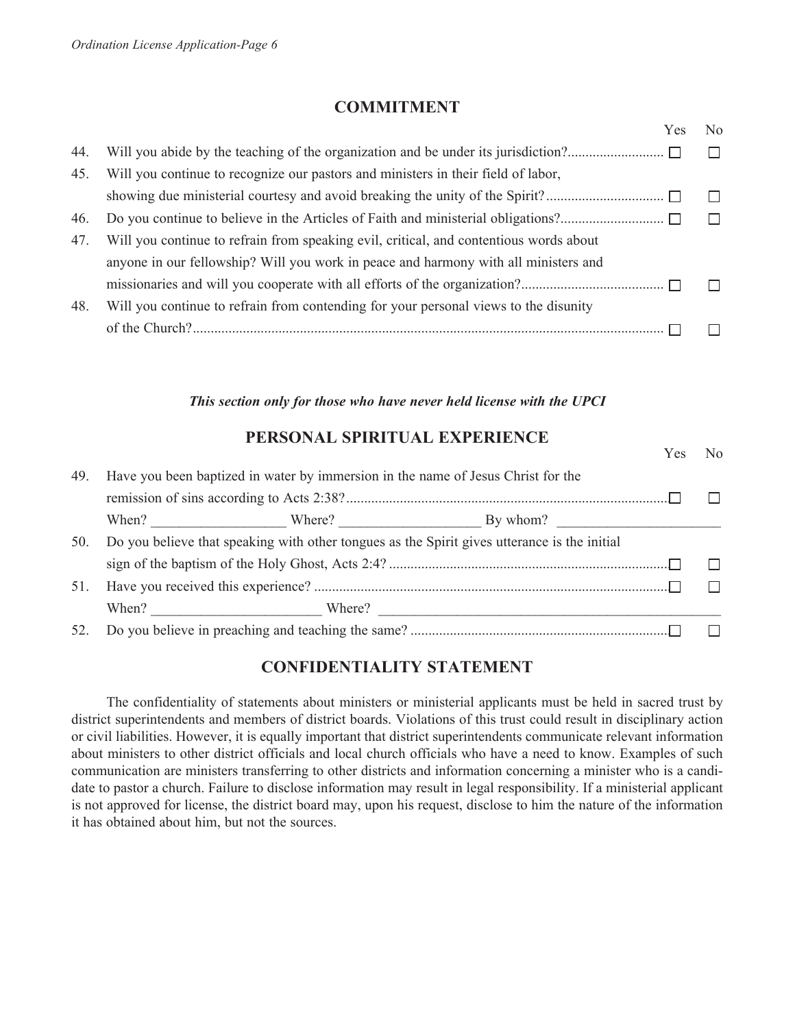## COMMITMENT

| | | Yes | No |
|---|---|---|---|
| 44. | Will you abide by the teaching of the organization and be under its jurisdiction? | ☐ | ☐ |
| 45. | Will you continue to recognize our pastors and ministers in their field of labor, showing due ministerial courtesy and avoid breaking the unity of the Spirit? | ☐ | ☐ |
| 46. | Do you continue to believe in the Articles of Faith and ministerial obligations? | ☐ | ☐ |
| 47. | Will you continue to refrain from speaking evil, critical, and contentious words about anyone in our fellowship? Will you work in peace and harmony with all ministers and missionaries and will you cooperate with all efforts of the organization? | ☐ | ☐ |
| 48. | Will you continue to refrain from contending for your personal views to the disunity of the Church? | ☐ | ☐ |

***This section only for those who have never held license with the UPCI***

## PERSONAL SPIRITUAL EXPERIENCE

| | | Yes | No |
|---|---|---|---|
| 49. | Have you been baptized in water by immersion in the name of Jesus Christ for the remission of sins according to Acts 2:38? | ☐ | ☐ |
| | When? ________________ Where? ________________ By whom? ________________ | | |
| 50. | Do you believe that speaking with other tongues as the Spirit gives utterance is the initial sign of the baptism of the Holy Ghost, Acts 2:4? | ☐ | ☐ |
| 51. | Have you received this experience? | ☐ | ☐ |
| | When? ____________________ Where? ________________________________________ | | |
| 52. | Do you believe in preaching and teaching the same? | ☐ | ☐ |

## CONFIDENTIALITY STATEMENT

The confidentiality of statements about ministers or ministerial applicants must be held in sacred trust by district superintendents and members of district boards. Violations of this trust could result in disciplinary action or civil liabilities. However, it is equally important that district superintendents communicate relevant information about ministers to other district officials and local church officials who have a need to know. Examples of such communication are ministers transferring to other districts and information concerning a minister who is a candidate to pastor a church. Failure to disclose information may result in legal responsibility. If a ministerial applicant is not approved for license, the district board may, upon his request, disclose to him the nature of the information it has obtained about him, but not the sources.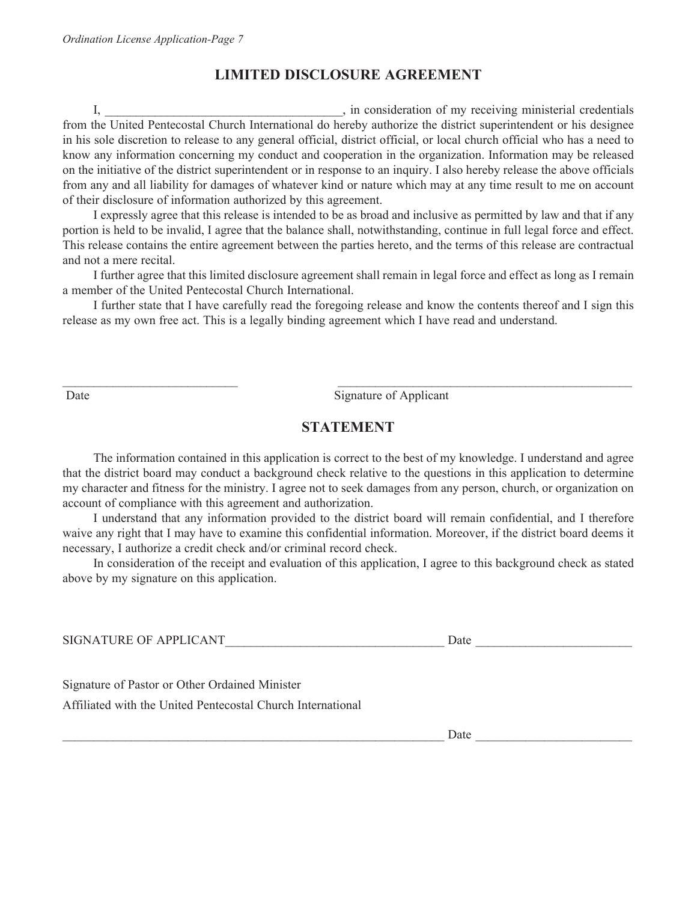## LIMITED DISCLOSURE AGREEMENT

I, ____________________________________, in consideration of my receiving ministerial credentials from the United Pentecostal Church International do hereby authorize the district superintendent or his designee in his sole discretion to release to any general official, district official, or local church official who has a need to know any information concerning my conduct and cooperation in the organization. Information may be released on the initiative of the district superintendent or in response to an inquiry. I also hereby release the above officials from any and all liability for damages of whatever kind or nature which may at any time result to me on account of their disclosure of information authorized by this agreement.

I expressly agree that this release is intended to be as broad and inclusive as permitted by law and that if any portion is held to be invalid, I agree that the balance shall, notwithstanding, continue in full legal force and effect. This release contains the entire agreement between the parties hereto, and the terms of this release are contractual and not a mere recital.

I further agree that this limited disclosure agreement shall remain in legal force and effect as long as I remain a member of the United Pentecostal Church International.

I further state that I have carefully read the foregoing release and know the contents thereof and I sign this release as my own free act. This is a legally binding agreement which I have read and understand.

____________________________ ________________________________________________

Date Signature of Applicant

## STATEMENT

The information contained in this application is correct to the best of my knowledge. I understand and agree that the district board may conduct a background check relative to the questions in this application to determine my character and fitness for the ministry. I agree not to seek damages from any person, church, or organization on account of compliance with this agreement and authorization.

I understand that any information provided to the district board will remain confidential, and I therefore waive any right that I may have to examine this confidential information. Moreover, if the district board deems it necessary, I authorize a credit check and/or criminal record check.

In consideration of the receipt and evaluation of this application, I agree to this background check as stated above by my signature on this application.

SIGNATURE OF APPLICANT__________________________________ Date ________________________

Signature of Pastor or Other Ordained Minister

Affiliated with the United Pentecostal Church International

______________________________________________________________ Date ________________________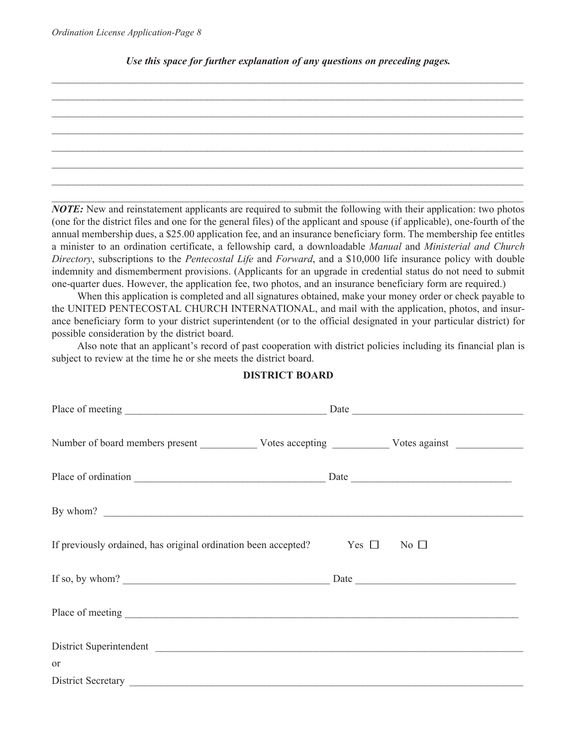*Use this space for further explanation of any questions on preceding pages.*

\_\_\_\_\_\_\_\_\_\_\_\_\_\_\_\_\_\_\_\_\_\_\_\_\_\_\_\_\_\_\_\_\_\_\_\_\_\_\_\_\_\_\_\_\_\_\_\_\_\_\_\_\_\_\_\_\_\_\_\_\_\_\_\_\_\_\_\_\_\_\_\_\_\_\_\_

\_\_\_\_\_\_\_\_\_\_\_\_\_\_\_\_\_\_\_\_\_\_\_\_\_\_\_\_\_\_\_\_\_\_\_\_\_\_\_\_\_\_\_\_\_\_\_\_\_\_\_\_\_\_\_\_\_\_\_\_\_\_\_\_\_\_\_\_\_\_\_\_\_\_\_\_

\_\_\_\_\_\_\_\_\_\_\_\_\_\_\_\_\_\_\_\_\_\_\_\_\_\_\_\_\_\_\_\_\_\_\_\_\_\_\_\_\_\_\_\_\_\_\_\_\_\_\_\_\_\_\_\_\_\_\_\_\_\_\_\_\_\_\_\_\_\_\_\_\_\_\_\_

\_\_\_\_\_\_\_\_\_\_\_\_\_\_\_\_\_\_\_\_\_\_\_\_\_\_\_\_\_\_\_\_\_\_\_\_\_\_\_\_\_\_\_\_\_\_\_\_\_\_\_\_\_\_\_\_\_\_\_\_\_\_\_\_\_\_\_\_\_\_\_\_\_\_\_\_

\_\_\_\_\_\_\_\_\_\_\_\_\_\_\_\_\_\_\_\_\_\_\_\_\_\_\_\_\_\_\_\_\_\_\_\_\_\_\_\_\_\_\_\_\_\_\_\_\_\_\_\_\_\_\_\_\_\_\_\_\_\_\_\_\_\_\_\_\_\_\_\_\_\_\_\_

\_\_\_\_\_\_\_\_\_\_\_\_\_\_\_\_\_\_\_\_\_\_\_\_\_\_\_\_\_\_\_\_\_\_\_\_\_\_\_\_\_\_\_\_\_\_\_\_\_\_\_\_\_\_\_\_\_\_\_\_\_\_\_\_\_\_\_\_\_\_\_\_\_\_\_\_

\_\_\_\_\_\_\_\_\_\_\_\_\_\_\_\_\_\_\_\_\_\_\_\_\_\_\_\_\_\_\_\_\_\_\_\_\_\_\_\_\_\_\_\_\_\_\_\_\_\_\_\_\_\_\_\_\_\_\_\_\_\_\_\_\_\_\_\_\_\_\_\_\_\_\_\_

\_\_\_\_\_\_\_\_\_\_\_\_\_\_\_\_\_\_\_\_\_\_\_\_\_\_\_\_\_\_\_\_\_\_\_\_\_\_\_\_\_\_\_\_\_\_\_\_\_\_\_\_\_\_\_\_\_\_\_\_\_\_\_\_\_\_\_\_\_\_\_\_\_\_\_\_

***NOTE:*** New and reinstatement applicants are required to submit the following with their application: two photos (one for the district files and one for the general files) of the applicant and spouse (if applicable), one-fourth of the annual membership dues, a $25.00 application fee, and an insurance beneficiary form. The membership fee entitles a minister to an ordination certificate, a fellowship card, a downloadable *Manual* and *Ministerial and Church Directory*, subscriptions to the *Pentecostal Life* and *Forward*, and a $10,000 life insurance policy with double indemnity and dismemberment provisions. (Applicants for an upgrade in credential status do not need to submit one-quarter dues. However, the application fee, two photos, and an insurance beneficiary form are required.)

When this application is completed and all signatures obtained, make your money order or check payable to the UNITED PENTECOSTAL CHURCH INTERNATIONAL, and mail with the application, photos, and insurance beneficiary form to your district superintendent (or to the official designated in your particular district) for possible consideration by the district board.

Also note that an applicant's record of past cooperation with district policies including its financial plan is subject to review at the time he or she meets the district board.

## DISTRICT BOARD

Place of meeting \_\_\_\_\_\_\_\_\_\_\_\_\_\_\_\_\_\_\_\_\_\_\_\_\_\_\_\_\_\_ Date \_\_\_\_\_\_\_\_\_\_\_\_\_\_\_\_\_\_\_\_\_\_\_\_

Number of board members present \_\_\_\_\_\_\_\_ Votes accepting \_\_\_\_\_\_\_\_ Votes against \_\_\_\_\_\_\_\_

Place of ordination \_\_\_\_\_\_\_\_\_\_\_\_\_\_\_\_\_\_\_\_\_\_\_\_\_\_\_\_ Date \_\_\_\_\_\_\_\_\_\_\_\_\_\_\_\_\_\_\_\_\_\_\_\_

By whom? \_\_\_\_\_\_\_\_\_\_\_\_\_\_\_\_\_\_\_\_\_\_\_\_\_\_\_\_\_\_\_\_\_\_\_\_\_\_\_\_\_\_\_\_\_\_\_\_\_\_\_\_\_\_\_\_\_\_\_\_

If previously ordained, has original ordination been accepted? Yes ☐ No ☐

If so, by whom? \_\_\_\_\_\_\_\_\_\_\_\_\_\_\_\_\_\_\_\_\_\_\_\_\_\_\_\_\_\_ Date \_\_\_\_\_\_\_\_\_\_\_\_\_\_\_\_\_\_\_\_\_\_\_\_

Place of meeting \_\_\_\_\_\_\_\_\_\_\_\_\_\_\_\_\_\_\_\_\_\_\_\_\_\_\_\_\_\_\_\_\_\_\_\_\_\_\_\_\_\_\_\_\_\_\_\_\_\_\_\_\_\_\_\_

District Superintendent \_\_\_\_\_\_\_\_\_\_\_\_\_\_\_\_\_\_\_\_\_\_\_\_\_\_\_\_\_\_\_\_\_\_\_\_\_\_\_\_\_\_\_\_\_\_\_\_\_\_

or

District Secretary \_\_\_\_\_\_\_\_\_\_\_\_\_\_\_\_\_\_\_\_\_\_\_\_\_\_\_\_\_\_\_\_\_\_\_\_\_\_\_\_\_\_\_\_\_\_\_\_\_\_\_\_\_\_